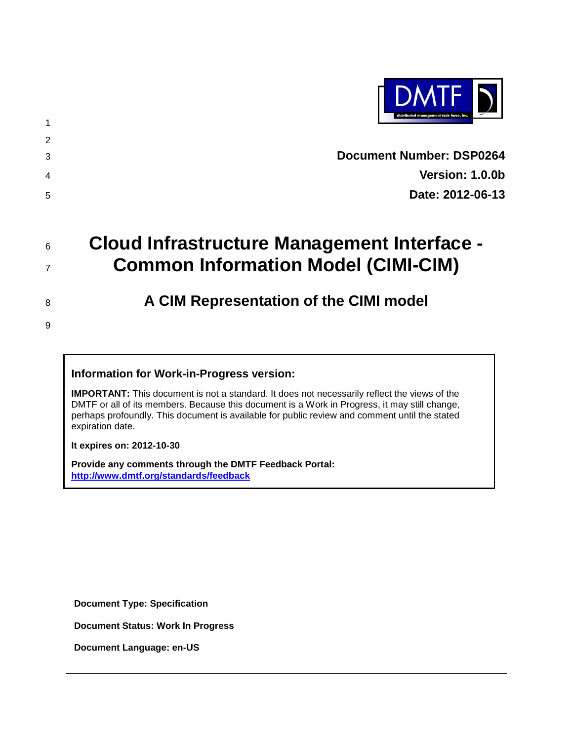**Document Number: DSP0264**

**Version: 1.0.0b**

**Date: 2012-06-13**

# Cloud Infrastructure Management Interface - Common Information Model (CIMI-CIM)

## A CIM Representation of the CIMI model

---

**Information for Work-in-Progress version:**

**IMPORTANT:** This document is not a standard. It does not necessarily reflect the views of the DMTF or all of its members. Because this document is a Work in Progress, it may still change, perhaps profoundly. This document is available for public review and comment until the stated expiration date.

**It expires on: 2012-10-30**

**Provide any comments through the DMTF Feedback Portal:** http://www.dmtf.org/standards/feedback

---

**Document Type: Specification**

**Document Status: Work In Progress**

**Document Language: en-US**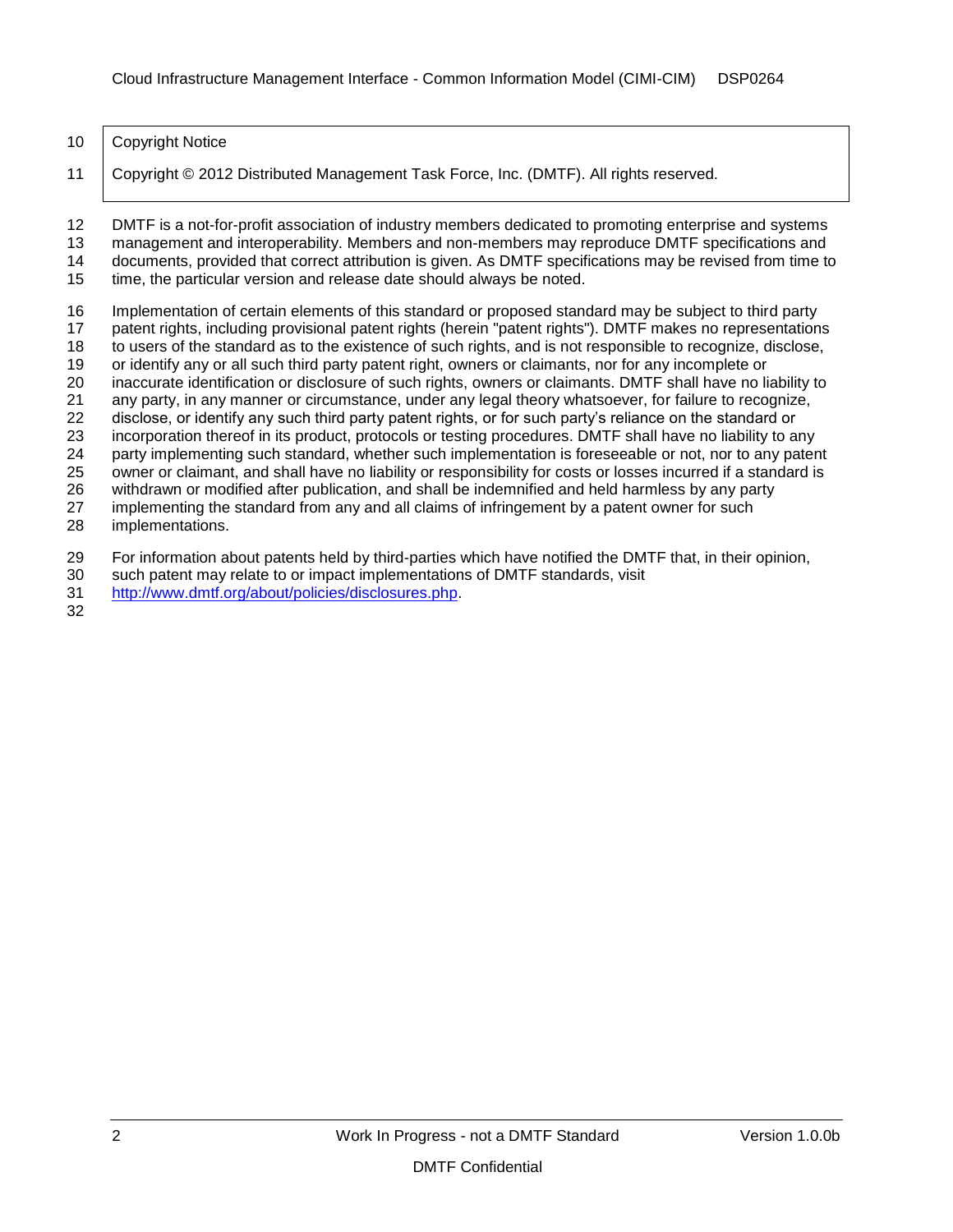Copyright Notice

Copyright © 2012 Distributed Management Task Force, Inc. (DMTF). All rights reserved.

DMTF is a not-for-profit association of industry members dedicated to promoting enterprise and systems management and interoperability. Members and non-members may reproduce DMTF specifications and documents, provided that correct attribution is given. As DMTF specifications may be revised from time to time, the particular version and release date should always be noted.

Implementation of certain elements of this standard or proposed standard may be subject to third party patent rights, including provisional patent rights (herein "patent rights"). DMTF makes no representations to users of the standard as to the existence of such rights, and is not responsible to recognize, disclose, or identify any or all such third party patent right, owners or claimants, nor for any incomplete or inaccurate identification or disclosure of such rights, owners or claimants. DMTF shall have no liability to any party, in any manner or circumstance, under any legal theory whatsoever, for failure to recognize, disclose, or identify any such third party patent rights, or for such party's reliance on the standard or incorporation thereof in its product, protocols or testing procedures. DMTF shall have no liability to any party implementing such standard, whether such implementation is foreseeable or not, nor to any patent owner or claimant, and shall have no liability or responsibility for costs or losses incurred if a standard is withdrawn or modified after publication, and shall be indemnified and held harmless by any party implementing the standard from any and all claims of infringement by a patent owner for such implementations.

For information about patents held by third-parties which have notified the DMTF that, in their opinion, such patent may relate to or impact implementations of DMTF standards, visit http://www.dmtf.org/about/policies/disclosures.php.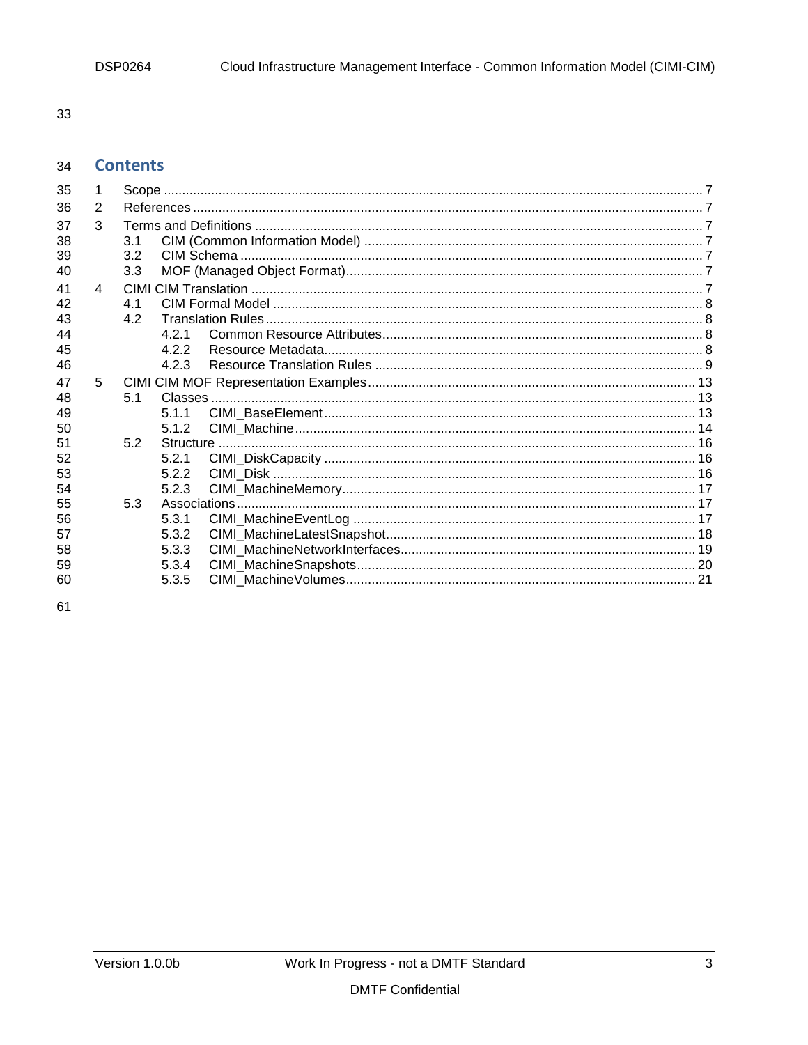## Contents

- 1 Scope .................................................. 7
- 2 References .................................................. 7
- 3 Terms and Definitions .................................................. 7
  - 3.1 CIM (Common Information Model) .................................................. 7
  - 3.2 CIM Schema .................................................. 7
  - 3.3 MOF (Managed Object Format) .................................................. 7
- 4 CIMI CIM Translation .................................................. 7
  - 4.1 CIM Formal Model .................................................. 8
  - 4.2 Translation Rules .................................................. 8
    - 4.2.1 Common Resource Attributes .................................................. 8
    - 4.2.2 Resource Metadata .................................................. 8
    - 4.2.3 Resource Translation Rules .................................................. 9
- 5 CIMI CIM MOF Representation Examples .................................................. 13
  - 5.1 Classes .................................................. 13
    - 5.1.1 CIMI_BaseElement .................................................. 13
    - 5.1.2 CIMI_Machine .................................................. 14
  - 5.2 Structure .................................................. 16
    - 5.2.1 CIMI_DiskCapacity .................................................. 16
    - 5.2.2 CIMI_Disk .................................................. 16
    - 5.2.3 CIMI_MachineMemory .................................................. 17
  - 5.3 Associations .................................................. 17
    - 5.3.1 CIMI_MachineEventLog .................................................. 17
    - 5.3.2 CIMI_MachineLatestSnapshot .................................................. 18
    - 5.3.3 CIMI_MachineNetworkInterfaces .................................................. 19
    - 5.3.4 CIMI_MachineSnapshots .................................................. 20
    - 5.3.5 CIMI_MachineVolumes .................................................. 21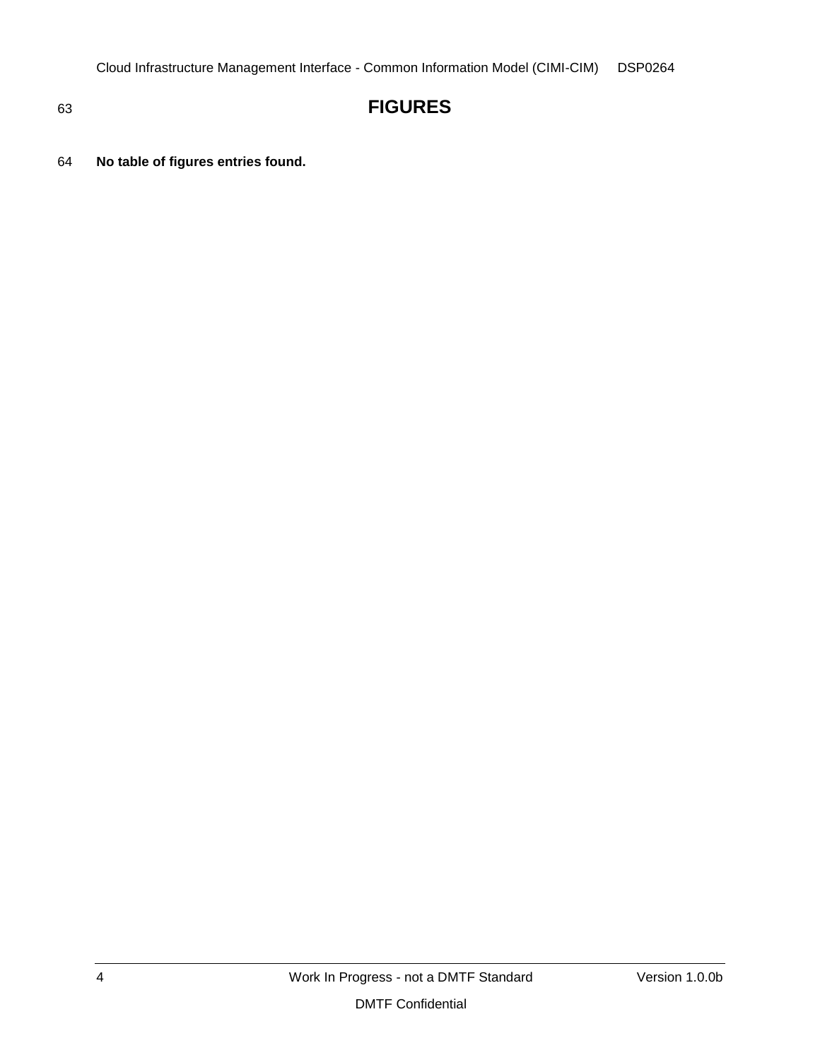# FIGURES

**No table of figures entries found.**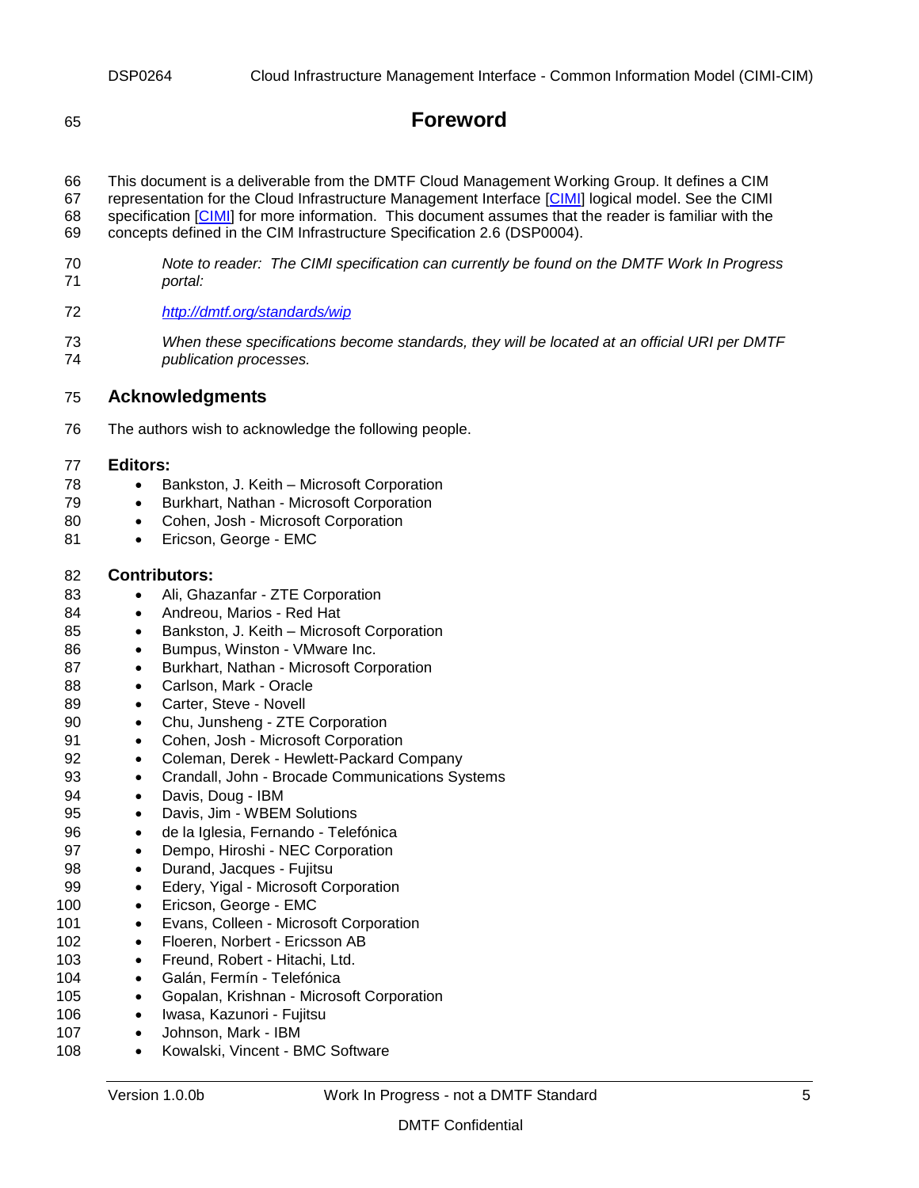# Foreword

This document is a deliverable from the DMTF Cloud Management Working Group. It defines a CIM representation for the Cloud Infrastructure Management Interface [CIMI] logical model. See the CIMI specification [CIMI] for more information. This document assumes that the reader is familiar with the concepts defined in the CIM Infrastructure Specification 2.6 (DSP0004).

> *Note to reader: The CIMI specification can currently be found on the DMTF Work In Progress portal:*
>
> *http://dmtf.org/standards/wip*
>
> *When these specifications become standards, they will be located at an official URI per DMTF publication processes.*

## Acknowledgments

The authors wish to acknowledge the following people.

**Editors:**

- Bankston, J. Keith – Microsoft Corporation
- Burkhart, Nathan - Microsoft Corporation
- Cohen, Josh - Microsoft Corporation
- Ericson, George - EMC

**Contributors:**

- Ali, Ghazanfar - ZTE Corporation
- Andreou, Marios - Red Hat
- Bankston, J. Keith – Microsoft Corporation
- Bumpus, Winston - VMware Inc.
- Burkhart, Nathan - Microsoft Corporation
- Carlson, Mark - Oracle
- Carter, Steve - Novell
- Chu, Junsheng - ZTE Corporation
- Cohen, Josh - Microsoft Corporation
- Coleman, Derek - Hewlett-Packard Company
- Crandall, John - Brocade Communications Systems
- Davis, Doug - IBM
- Davis, Jim - WBEM Solutions
- de la Iglesia, Fernando - Telefónica
- Dempo, Hiroshi - NEC Corporation
- Durand, Jacques - Fujitsu
- Edery, Yigal - Microsoft Corporation
- Ericson, George - EMC
- Evans, Colleen - Microsoft Corporation
- Floeren, Norbert - Ericsson AB
- Freund, Robert - Hitachi, Ltd.
- Galán, Fermín - Telefónica
- Gopalan, Krishnan - Microsoft Corporation
- Iwasa, Kazunori - Fujitsu
- Johnson, Mark - IBM
- Kowalski, Vincent - BMC Software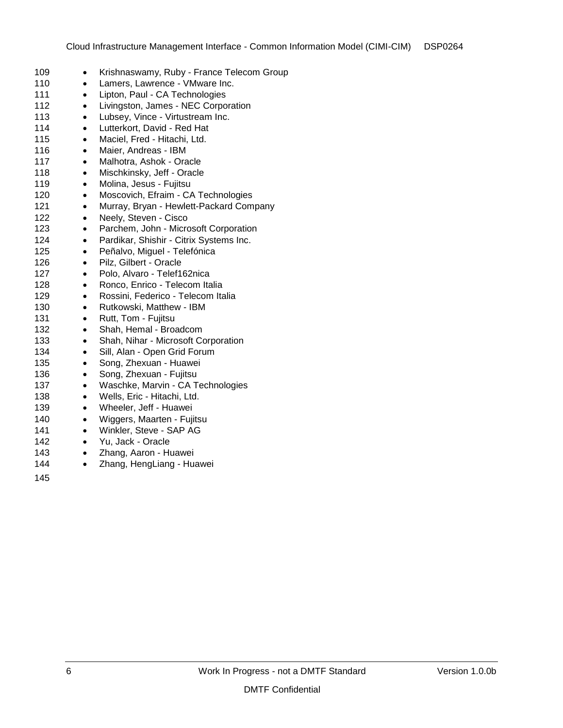- Krishnaswamy, Ruby - France Telecom Group
- Lamers, Lawrence - VMware Inc.
- Lipton, Paul - CA Technologies
- Livingston, James - NEC Corporation
- Lubsey, Vince - Virtustream Inc.
- Lutterkort, David - Red Hat
- Maciel, Fred - Hitachi, Ltd.
- Maier, Andreas - IBM
- Malhotra, Ashok - Oracle
- Mischkinsky, Jeff - Oracle
- Molina, Jesus - Fujitsu
- Moscovich, Efraim - CA Technologies
- Murray, Bryan - Hewlett-Packard Company
- Neely, Steven - Cisco
- Parchem, John - Microsoft Corporation
- Pardikar, Shishir - Citrix Systems Inc.
- Peñalvo, Miguel - Telefónica
- Pilz, Gilbert - Oracle
- Polo, Alvaro - Telef162nica
- Ronco, Enrico - Telecom Italia
- Rossini, Federico - Telecom Italia
- Rutkowski, Matthew - IBM
- Rutt, Tom - Fujitsu
- Shah, Hemal - Broadcom
- Shah, Nihar - Microsoft Corporation
- Sill, Alan - Open Grid Forum
- Song, Zhexuan - Huawei
- Song, Zhexuan - Fujitsu
- Waschke, Marvin - CA Technologies
- Wells, Eric - Hitachi, Ltd.
- Wheeler, Jeff - Huawei
- Wiggers, Maarten - Fujitsu
- Winkler, Steve - SAP AG
- Yu, Jack - Oracle
- Zhang, Aaron - Huawei
- Zhang, HengLiang - Huawei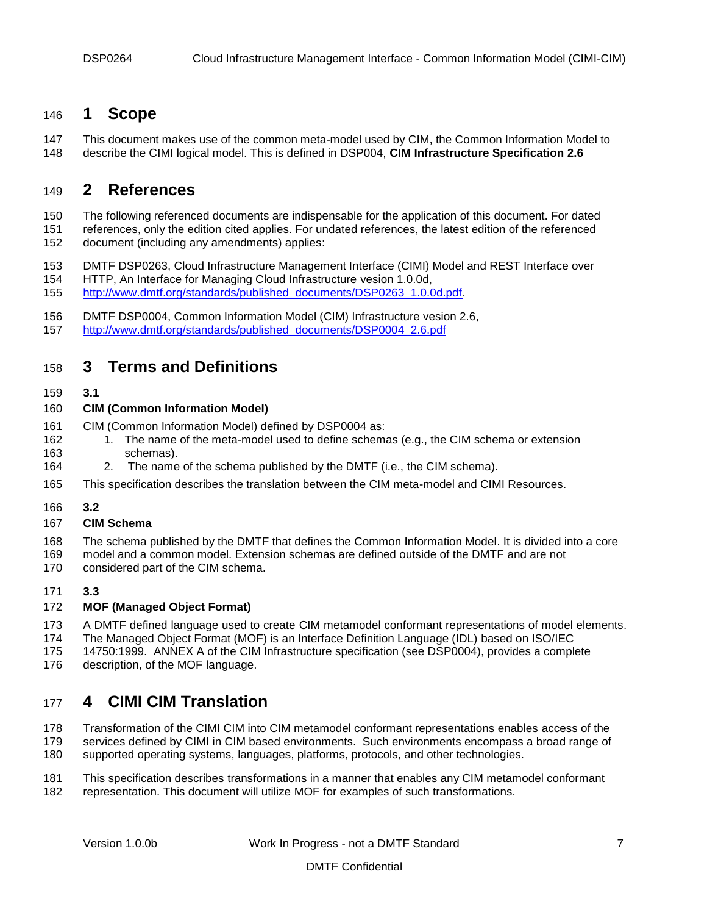# 1 Scope

This document makes use of the common meta-model used by CIM, the Common Information Model to describe the CIMI logical model. This is defined in DSP004, **CIM Infrastructure Specification 2.6**

# 2 References

The following referenced documents are indispensable for the application of this document. For dated references, only the edition cited applies. For undated references, the latest edition of the referenced document (including any amendments) applies:

DMTF DSP0263, Cloud Infrastructure Management Interface (CIMI) Model and REST Interface over HTTP, An Interface for Managing Cloud Infrastructure vesion 1.0.0d, http://www.dmtf.org/standards/published_documents/DSP0263_1.0.0d.pdf.

DMTF DSP0004, Common Information Model (CIM) Infrastructure vesion 2.6, http://www.dmtf.org/standards/published_documents/DSP0004_2.6.pdf

# 3 Terms and Definitions

**3.1**

**CIM (Common Information Model)**

CIM (Common Information Model) defined by DSP0004 as:

1. The name of the meta-model used to define schemas (e.g., the CIM schema or extension schemas).
2. The name of the schema published by the DMTF (i.e., the CIM schema).

This specification describes the translation between the CIM meta-model and CIMI Resources.

**3.2**

**CIM Schema**

The schema published by the DMTF that defines the Common Information Model. It is divided into a core model and a common model. Extension schemas are defined outside of the DMTF and are not considered part of the CIM schema.

**3.3**

**MOF (Managed Object Format)**

A DMTF defined language used to create CIM metamodel conformant representations of model elements. The Managed Object Format (MOF) is an Interface Definition Language (IDL) based on ISO/IEC 14750:1999. ANNEX A of the CIM Infrastructure specification (see DSP0004), provides a complete description, of the MOF language.

# 4 CIMI CIM Translation

Transformation of the CIMI CIM into CIM metamodel conformant representations enables access of the services defined by CIMI in CIM based environments. Such environments encompass a broad range of supported operating systems, languages, platforms, protocols, and other technologies.

This specification describes transformations in a manner that enables any CIM metamodel conformant representation. This document will utilize MOF for examples of such transformations.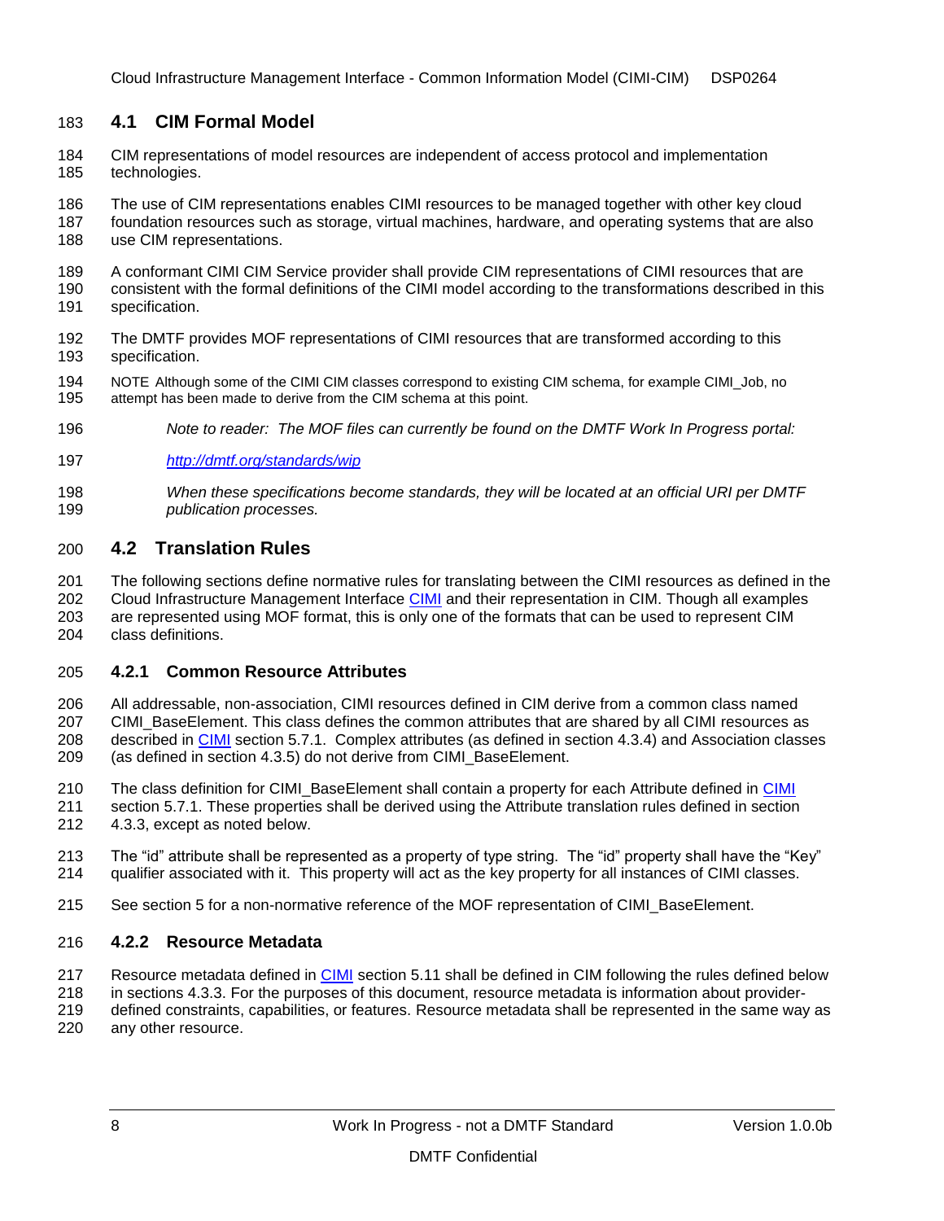## 4.1 CIM Formal Model

CIM representations of model resources are independent of access protocol and implementation technologies.

The use of CIM representations enables CIMI resources to be managed together with other key cloud foundation resources such as storage, virtual machines, hardware, and operating systems that are also use CIM representations.

A conformant CIMI CIM Service provider shall provide CIM representations of CIMI resources that are consistent with the formal definitions of the CIMI model according to the transformations described in this specification.

The DMTF provides MOF representations of CIMI resources that are transformed according to this specification.

NOTE Although some of the CIMI CIM classes correspond to existing CIM schema, for example CIMI_Job, no attempt has been made to derive from the CIM schema at this point.

*Note to reader: The MOF files can currently be found on the DMTF Work In Progress portal:*

*http://dmtf.org/standards/wip*

*When these specifications become standards, they will be located at an official URI per DMTF publication processes.*

## 4.2 Translation Rules

The following sections define normative rules for translating between the CIMI resources as defined in the Cloud Infrastructure Management Interface CIMI and their representation in CIM. Though all examples are represented using MOF format, this is only one of the formats that can be used to represent CIM class definitions.

### 4.2.1 Common Resource Attributes

All addressable, non-association, CIMI resources defined in CIM derive from a common class named CIMI_BaseElement. This class defines the common attributes that are shared by all CIMI resources as described in CIMI section 5.7.1. Complex attributes (as defined in section 4.3.4) and Association classes (as defined in section 4.3.5) do not derive from CIMI_BaseElement.

The class definition for CIMI_BaseElement shall contain a property for each Attribute defined in CIMI section 5.7.1. These properties shall be derived using the Attribute translation rules defined in section 4.3.3, except as noted below.

The “id” attribute shall be represented as a property of type string. The “id” property shall have the “Key” qualifier associated with it. This property will act as the key property for all instances of CIMI classes.

See section 5 for a non-normative reference of the MOF representation of CIMI_BaseElement.

### 4.2.2 Resource Metadata

Resource metadata defined in CIMI section 5.11 shall be defined in CIM following the rules defined below in sections 4.3.3. For the purposes of this document, resource metadata is information about provider-defined constraints, capabilities, or features. Resource metadata shall be represented in the same way as any other resource.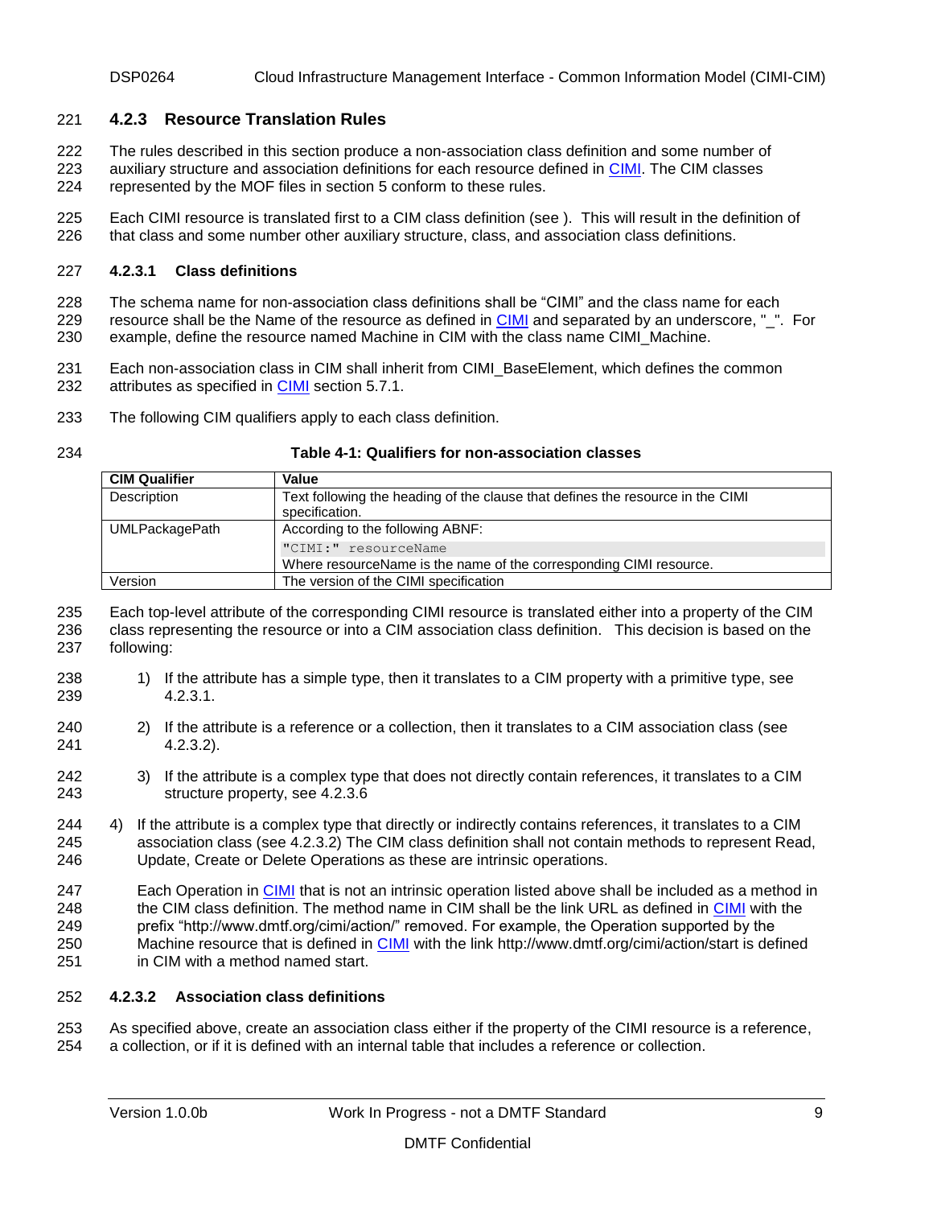### 4.2.3 Resource Translation Rules

The rules described in this section produce a non-association class definition and some number of auxiliary structure and association definitions for each resource defined in CIMI. The CIM classes represented by the MOF files in section 5 conform to these rules.

Each CIMI resource is translated first to a CIM class definition (see ). This will result in the definition of that class and some number other auxiliary structure, class, and association class definitions.

#### 4.2.3.1 Class definitions

The schema name for non-association class definitions shall be "CIMI" and the class name for each resource shall be the Name of the resource as defined in CIMI and separated by an underscore, "_". For example, define the resource named Machine in CIM with the class name CIMI_Machine.

Each non-association class in CIM shall inherit from CIMI_BaseElement, which defines the common attributes as specified in CIMI section 5.7.1.

The following CIM qualifiers apply to each class definition.

**Table 4-1: Qualifiers for non-association classes**

| CIM Qualifier | Value |
|---|---|
| Description | Text following the heading of the clause that defines the resource in the CIMI specification. |
| UMLPackagePath | According to the following ABNF: `"CIMI:" resourceName` Where resourceName is the name of the corresponding CIMI resource. |
| Version | The version of the CIMI specification |

Each top-level attribute of the corresponding CIMI resource is translated either into a property of the CIM class representing the resource or into a CIM association class definition. This decision is based on the following:

1) If the attribute has a simple type, then it translates to a CIM property with a primitive type, see 4.2.3.1.

2) If the attribute is a reference or a collection, then it translates to a CIM association class (see 4.2.3.2).

3) If the attribute is a complex type that does not directly contain references, it translates to a CIM structure property, see 4.2.3.6

4) If the attribute is a complex type that directly or indirectly contains references, it translates to a CIM association class (see 4.2.3.2) The CIM class definition shall not contain methods to represent Read, Update, Create or Delete Operations as these are intrinsic operations.

   Each Operation in CIMI that is not an intrinsic operation listed above shall be included as a method in the CIM class definition. The method name in CIM shall be the link URL as defined in CIMI with the prefix "http://www.dmtf.org/cimi/action/" removed. For example, the Operation supported by the Machine resource that is defined in CIMI with the link http://www.dmtf.org/cimi/action/start is defined in CIM with a method named start.

#### 4.2.3.2 Association class definitions

As specified above, create an association class either if the property of the CIMI resource is a reference, a collection, or if it is defined with an internal table that includes a reference or collection.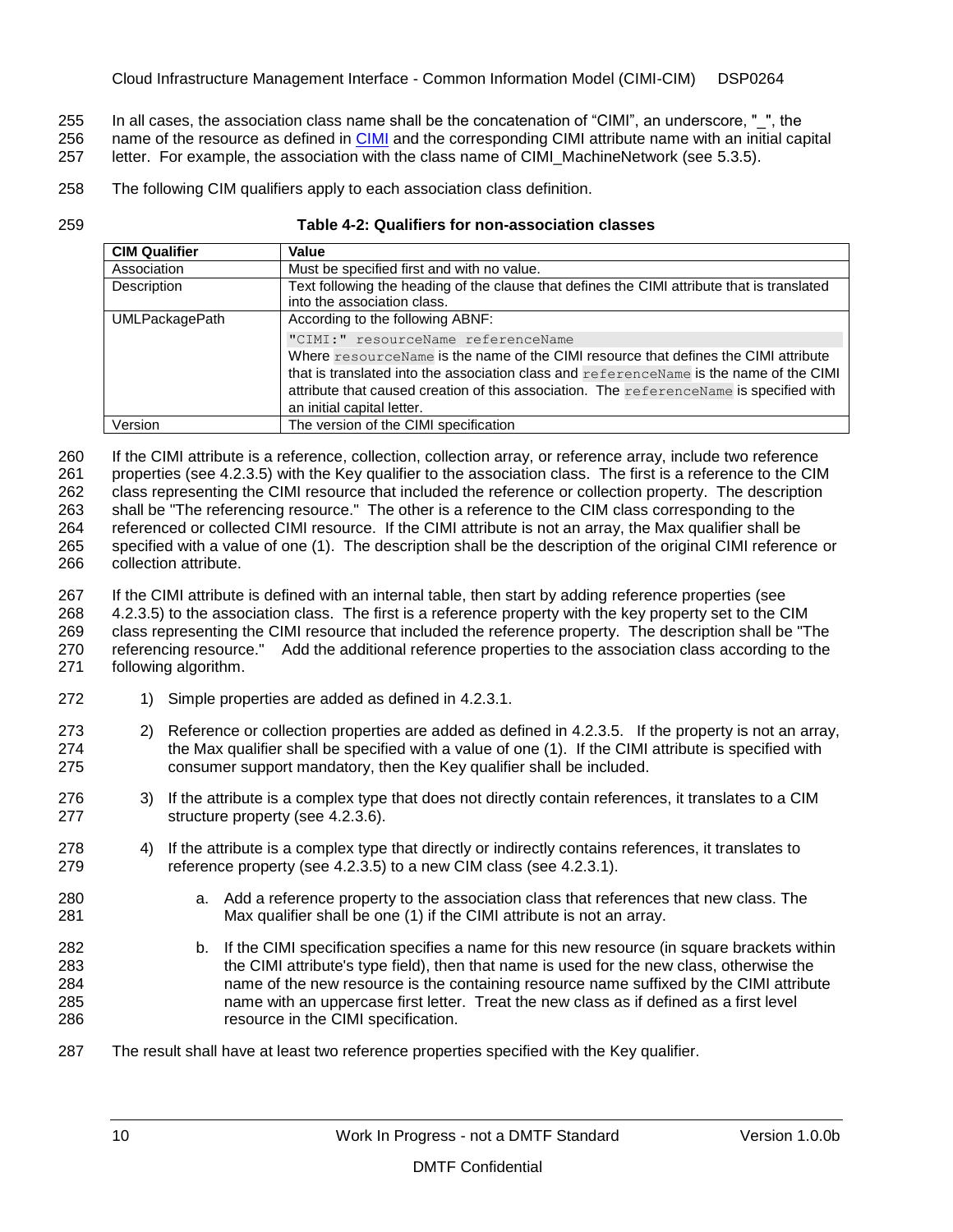In all cases, the association class name shall be the concatenation of "CIMI", an underscore, "_", the name of the resource as defined in CIMI and the corresponding CIMI attribute name with an initial capital letter. For example, the association with the class name of CIMI_MachineNetwork (see 5.3.5).

The following CIM qualifiers apply to each association class definition.

**Table 4-2: Qualifiers for non-association classes**

| CIM Qualifier | Value |
|---|---|
| Association | Must be specified first and with no value. |
| Description | Text following the heading of the clause that defines the CIMI attribute that is translated into the association class. |
| UMLPackagePath | According to the following ABNF:<br>`"CIMI:" resourceName referenceName`<br>Where `resourceName` is the name of the CIMI resource that defines the CIMI attribute that is translated into the association class and `referenceName` is the name of the CIMI attribute that caused creation of this association. The `referenceName` is specified with an initial capital letter. |
| Version | The version of the CIMI specification |

If the CIMI attribute is a reference, collection, collection array, or reference array, include two reference properties (see 4.2.3.5) with the Key qualifier to the association class. The first is a reference to the CIM class representing the CIMI resource that included the reference or collection property. The description shall be "The referencing resource." The other is a reference to the CIM class corresponding to the referenced or collected CIMI resource. If the CIMI attribute is not an array, the Max qualifier shall be specified with a value of one (1). The description shall be the description of the original CIMI reference or collection attribute.

If the CIMI attribute is defined with an internal table, then start by adding reference properties (see 4.2.3.5) to the association class. The first is a reference property with the key property set to the CIM class representing the CIMI resource that included the reference property. The description shall be "The referencing resource." Add the additional reference properties to the association class according to the following algorithm.

1) Simple properties are added as defined in 4.2.3.1.

2) Reference or collection properties are added as defined in 4.2.3.5. If the property is not an array, the Max qualifier shall be specified with a value of one (1). If the CIMI attribute is specified with consumer support mandatory, then the Key qualifier shall be included.

3) If the attribute is a complex type that does not directly contain references, it translates to a CIM structure property (see 4.2.3.6).

4) If the attribute is a complex type that directly or indirectly contains references, it translates to reference property (see 4.2.3.5) to a new CIM class (see 4.2.3.1).

   a. Add a reference property to the association class that references that new class. The Max qualifier shall be one (1) if the CIMI attribute is not an array.

   b. If the CIMI specification specifies a name for this new resource (in square brackets within the CIMI attribute's type field), then that name is used for the new class, otherwise the name of the new resource is the containing resource name suffixed by the CIMI attribute name with an uppercase first letter. Treat the new class as if defined as a first level resource in the CIMI specification.

The result shall have at least two reference properties specified with the Key qualifier.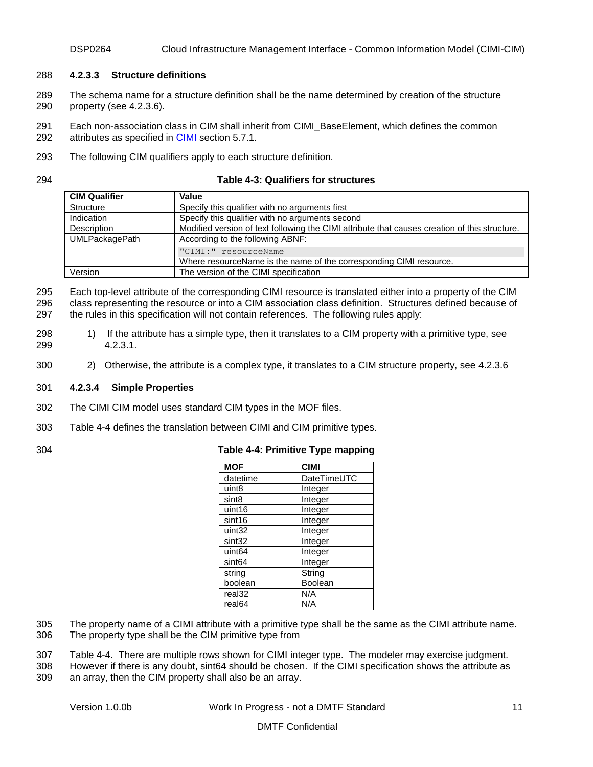#### 4.2.3.3 Structure definitions

The schema name for a structure definition shall be the name determined by creation of the structure property (see 4.2.3.6).

Each non-association class in CIM shall inherit from CIMI_BaseElement, which defines the common attributes as specified in CIMI section 5.7.1.

The following CIM qualifiers apply to each structure definition.

**Table 4-3: Qualifiers for structures**

| CIM Qualifier | Value |
|---|---|
| Structure | Specify this qualifier with no arguments first |
| Indication | Specify this qualifier with no arguments second |
| Description | Modified version of text following the CIMI attribute that causes creation of this structure. |
| UMLPackagePath | According to the following ABNF:<br>`"CIMI:" resourceName`<br>Where resourceName is the name of the corresponding CIMI resource. |
| Version | The version of the CIMI specification |

Each top-level attribute of the corresponding CIMI resource is translated either into a property of the CIM class representing the resource or into a CIM association class definition. Structures defined because of the rules in this specification will not contain references. The following rules apply:

1) If the attribute has a simple type, then it translates to a CIM property with a primitive type, see 4.2.3.1.
2) Otherwise, the attribute is a complex type, it translates to a CIM structure property, see 4.2.3.6

#### 4.2.3.4 Simple Properties

The CIMI CIM model uses standard CIM types in the MOF files.

Table 4-4 defines the translation between CIMI and CIM primitive types.

**Table 4-4: Primitive Type mapping**

| MOF | CIMI |
|---|---|
| datetime | DateTimeUTC |
| uint8 | Integer |
| sint8 | Integer |
| uint16 | Integer |
| sint16 | Integer |
| uint32 | Integer |
| sint32 | Integer |
| uint64 | Integer |
| sint64 | Integer |
| string | String |
| boolean | Boolean |
| real32 | N/A |
| real64 | N/A |

The property name of a CIMI attribute with a primitive type shall be the same as the CIMI attribute name. The property type shall be the CIM primitive type from

Table 4-4. There are multiple rows shown for CIMI integer type. The modeler may exercise judgment. However if there is any doubt, sint64 should be chosen. If the CIMI specification shows the attribute as an array, then the CIM property shall also be an array.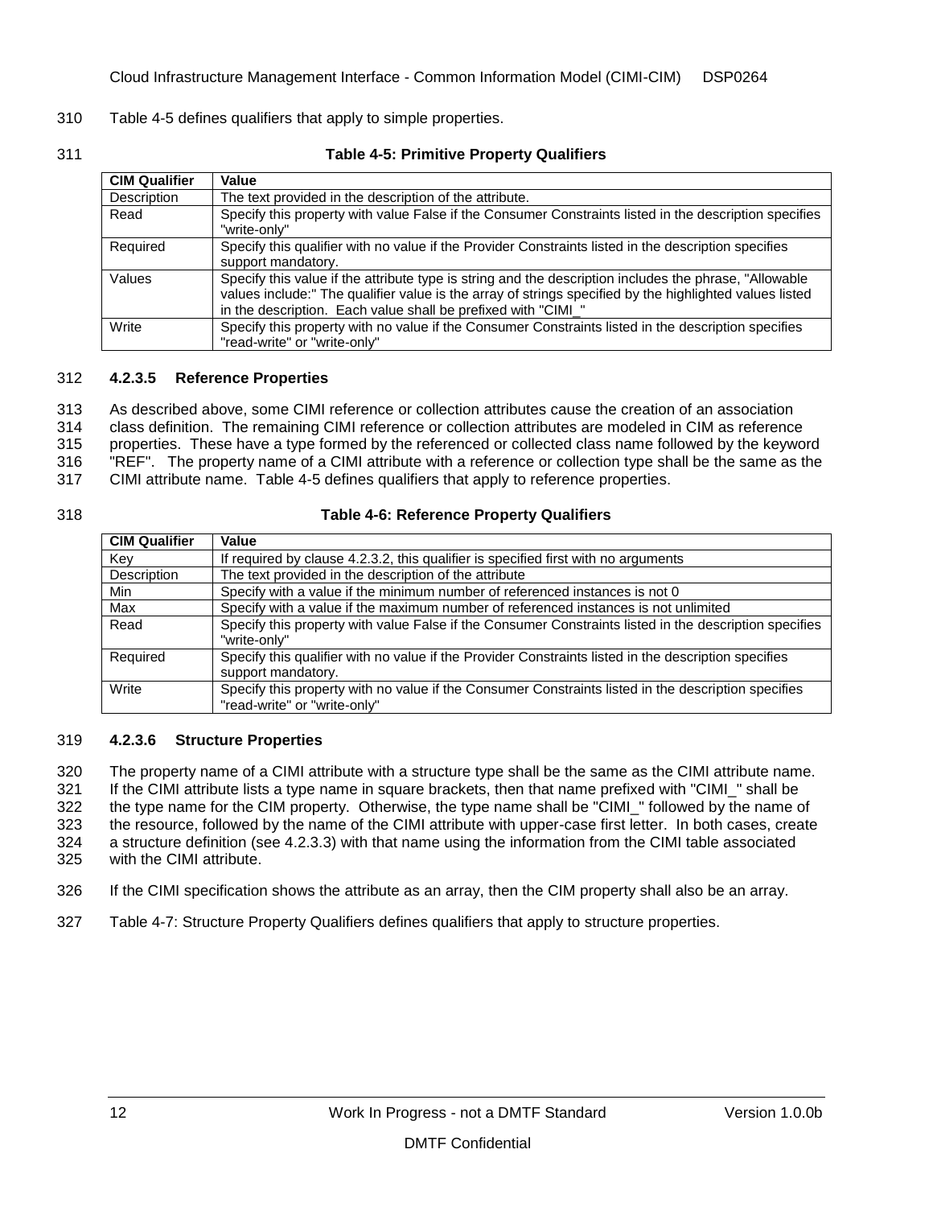Table 4-5 defines qualifiers that apply to simple properties.

**Table 4-5: Primitive Property Qualifiers**

| CIM Qualifier | Value |
| --- | --- |
| Description | The text provided in the description of the attribute. |
| Read | Specify this property with value False if the Consumer Constraints listed in the description specifies "write-only" |
| Required | Specify this qualifier with no value if the Provider Constraints listed in the description specifies support mandatory. |
| Values | Specify this value if the attribute type is string and the description includes the phrase, "Allowable values include:" The qualifier value is the array of strings specified by the highlighted values listed in the description. Each value shall be prefixed with "CIMI_" |
| Write | Specify this property with no value if the Consumer Constraints listed in the description specifies "read-write" or "write-only" |

#### 4.2.3.5 Reference Properties

As described above, some CIMI reference or collection attributes cause the creation of an association class definition. The remaining CIMI reference or collection attributes are modeled in CIM as reference properties. These have a type formed by the referenced or collected class name followed by the keyword "REF". The property name of a CIMI attribute with a reference or collection type shall be the same as the CIMI attribute name. Table 4-5 defines qualifiers that apply to reference properties.

**Table 4-6: Reference Property Qualifiers**

| CIM Qualifier | Value |
| --- | --- |
| Key | If required by clause 4.2.3.2, this qualifier is specified first with no arguments |
| Description | The text provided in the description of the attribute |
| Min | Specify with a value if the minimum number of referenced instances is not 0 |
| Max | Specify with a value if the maximum number of referenced instances is not unlimited |
| Read | Specify this property with value False if the Consumer Constraints listed in the description specifies "write-only" |
| Required | Specify this qualifier with no value if the Provider Constraints listed in the description specifies support mandatory. |
| Write | Specify this property with no value if the Consumer Constraints listed in the description specifies "read-write" or "write-only" |

#### 4.2.3.6 Structure Properties

The property name of a CIMI attribute with a structure type shall be the same as the CIMI attribute name. If the CIMI attribute lists a type name in square brackets, then that name prefixed with "CIMI_" shall be the type name for the CIM property. Otherwise, the type name shall be "CIMI_" followed by the name of the resource, followed by the name of the CIMI attribute with upper-case first letter. In both cases, create a structure definition (see 4.2.3.3) with that name using the information from the CIMI table associated with the CIMI attribute.

If the CIMI specification shows the attribute as an array, then the CIM property shall also be an array.

Table 4-7: Structure Property Qualifiers defines qualifiers that apply to structure properties.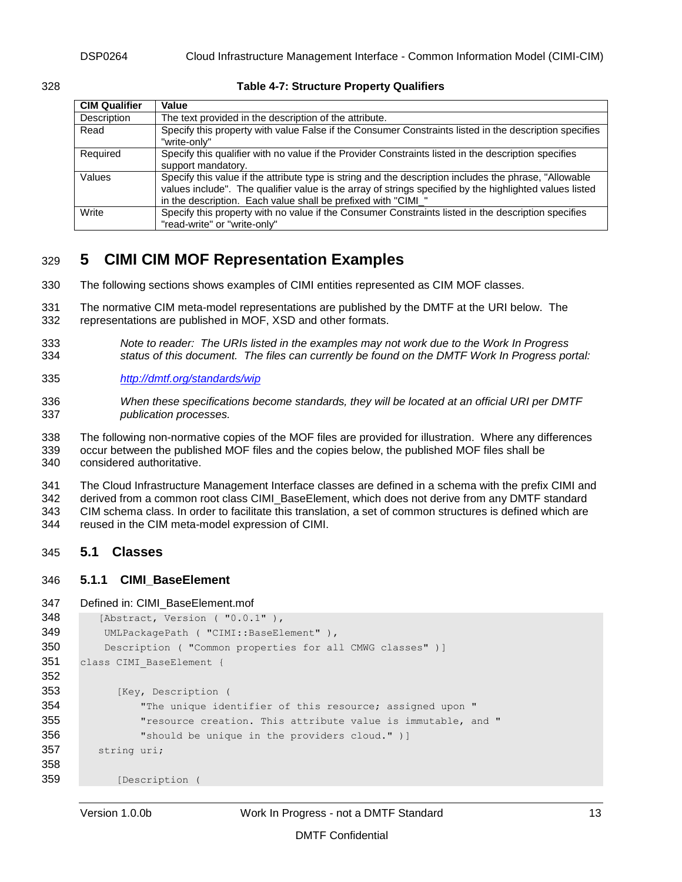**Table 4-7: Structure Property Qualifiers**

| CIM Qualifier | Value |
| --- | --- |
| Description | The text provided in the description of the attribute. |
| Read | Specify this property with value False if the Consumer Constraints listed in the description specifies "write-only" |
| Required | Specify this qualifier with no value if the Provider Constraints listed in the description specifies support mandatory. |
| Values | Specify this value if the attribute type is string and the description includes the phrase, "Allowable values include". The qualifier value is the array of strings specified by the highlighted values listed in the description. Each value shall be prefixed with "CIMI_" |
| Write | Specify this property with no value if the Consumer Constraints listed in the description specifies "read-write" or "write-only" |

# 5 CIMI CIM MOF Representation Examples

The following sections shows examples of CIMI entities represented as CIM MOF classes.

The normative CIM meta-model representations are published by the DMTF at the URI below. The representations are published in MOF, XSD and other formats.

> *Note to reader: The URIs listed in the examples may not work due to the Work In Progress status of this document. The files can currently be found on the DMTF Work In Progress portal:*
>
> *http://dmtf.org/standards/wip*
>
> *When these specifications become standards, they will be located at an official URI per DMTF publication processes.*

The following non-normative copies of the MOF files are provided for illustration. Where any differences occur between the published MOF files and the copies below, the published MOF files shall be considered authoritative.

The Cloud Infrastructure Management Interface classes are defined in a schema with the prefix CIMI and derived from a common root class CIMI_BaseElement, which does not derive from any DMTF standard CIM schema class. In order to facilitate this translation, a set of common structures is defined which are reused in the CIM meta-model expression of CIMI.

## 5.1 Classes

### 5.1.1 CIMI_BaseElement

Defined in: CIMI_BaseElement.mof

```
    [Abstract, Version ( "0.0.1" ),
     UMLPackagePath ( "CIMI::BaseElement" ),
     Description ( "Common properties for all CMWG classes" )]
class CIMI_BaseElement {

        [Key, Description (
            "The unique identifier of this resource; assigned upon "
            "resource creation. This attribute value is immutable, and "
            "should be unique in the providers cloud." )]
    string uri;

        [Description (
```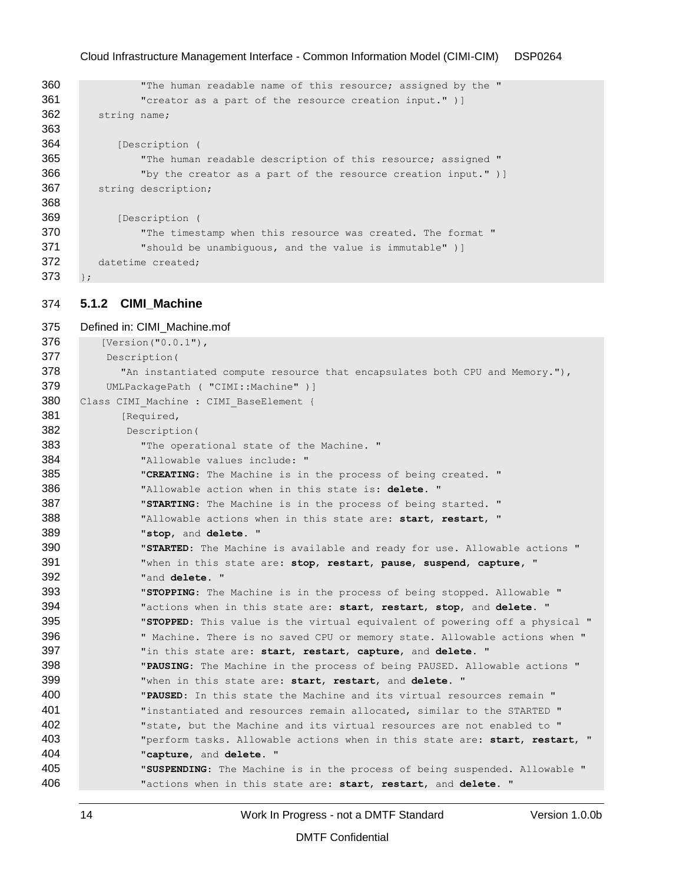```
            "The human readable name of this resource; assigned by the "
            "creator as a part of the resource creation input." )]
    string name;

        [Description (
            "The human readable description of this resource; assigned "
            "by the creator as a part of the resource creation input." )]
    string description;

        [Description (
            "The timestamp when this resource was created. The format "
            "should be unambiguous, and the value is immutable" )]
    datetime created;
};
```

### 5.1.2 CIMI_Machine

Defined in: CIMI_Machine.mof

```
    [Version("0.0.1"),
     Description(
        "An instantiated compute resource that encapsulates both CPU and Memory."),
     UMLPackagePath ( "CIMI::Machine" )]
Class CIMI_Machine : CIMI_BaseElement {
        [Required,
         Description(
            "The operational state of the Machine. "
            "Allowable values include: "
            "CREATING: The Machine is in the process of being created. "
            "Allowable action when in this state is: delete. "
            "STARTING: The Machine is in the process of being started. "
            "Allowable actions when in this state are: start, restart, "
            "stop, and delete. "
            "STARTED: The Machine is available and ready for use. Allowable actions "
            "when in this state are: stop, restart, pause, suspend, capture, "
            "and delete. "
            "STOPPING: The Machine is in the process of being stopped. Allowable "
            "actions when in this state are: start, restart, stop, and delete. "
            "STOPPED: This value is the virtual equivalent of powering off a physical "
            " Machine. There is no saved CPU or memory state. Allowable actions when "
            "in this state are: start, restart, capture, and delete. "
            "PAUSING: The Machine in the process of being PAUSED. Allowable actions "
            "when in this state are: start, restart, and delete. "
            "PAUSED: In this state the Machine and its virtual resources remain "
            "instantiated and resources remain allocated, similar to the STARTED "
            "state, but the Machine and its virtual resources are not enabled to "
            "perform tasks. Allowable actions when in this state are: start, restart, "
            "capture, and delete. "
            "SUSPENDING: The Machine is in the process of being suspended. Allowable "
            "actions when in this state are: start, restart, and delete. "
```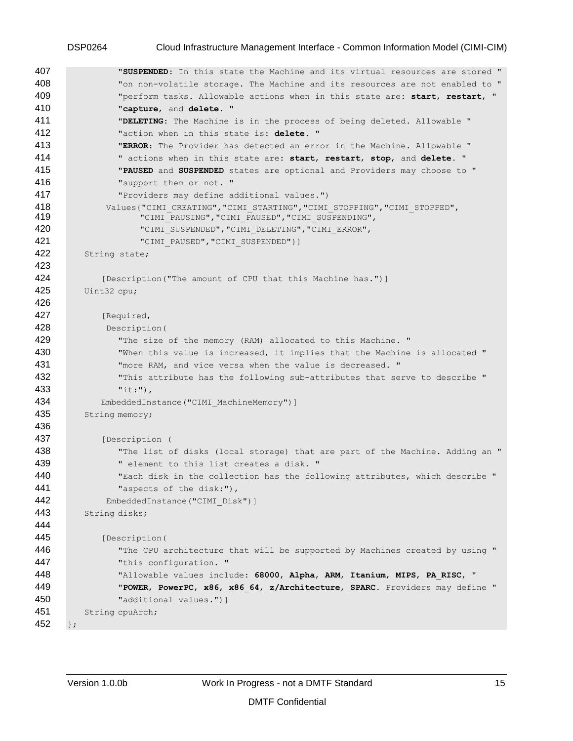```
        "SUSPENDED: In this state the Machine and its virtual resources are stored "
        "on non-volatile storage. The Machine and its resources are not enabled to "
        "perform tasks. Allowable actions when in this state are: start, restart, "
        "capture, and delete. "
        "DELETING: The Machine is in the process of being deleted. Allowable "
        "action when in this state is: delete. "
        "ERROR: The Provider has detected an error in the Machine. Allowable "
        " actions when in this state are: start, restart, stop, and delete. "
        "PAUSED and SUSPENDED states are optional and Providers may choose to "
        "support them or not. "
        "Providers may define additional values.")
     Values{"CIMI_CREATING","CIMI_STARTING","CIMI_STOPPING","CIMI_STOPPED",
            "CIMI_PAUSING","CIMI_PAUSED","CIMI_SUSPENDING",
            "CIMI_SUSPENDED","CIMI_DELETING","CIMI_ERROR",
            "CIMI_PAUSED","CIMI_SUSPENDED"}]
   String state;

      [Description("The amount of CPU that this Machine has.")]
   Uint32 cpu;

      [Required,
       Description(
        "The size of the memory (RAM) allocated to this Machine. "
        "When this value is increased, it implies that the Machine is allocated "
        "more RAM, and vice versa when the value is decreased. "
        "This attribute has the following sub-attributes that serve to describe "
        "it:"),
      EmbeddedInstance("CIMI_MachineMemory")]
   String memory;

      [Description (
        "The list of disks (local storage) that are part of the Machine. Adding an "
        " element to this list creates a disk. "
        "Each disk in the collection has the following attributes, which describe "
        "aspects of the disk:"),
       EmbeddedInstance("CIMI_Disk")]
   String disks;

      [Description(
        "The CPU architecture that will be supported by Machines created by using "
        "this configuration. "
        "Allowable values include: 68000, Alpha, ARM, Itanium, MIPS, PA_RISC, "
        "POWER, PowerPC, x86, x86_64, z/Architecture, SPARC. Providers may define "
        "additional values.")]
   String cpuArch;
};
```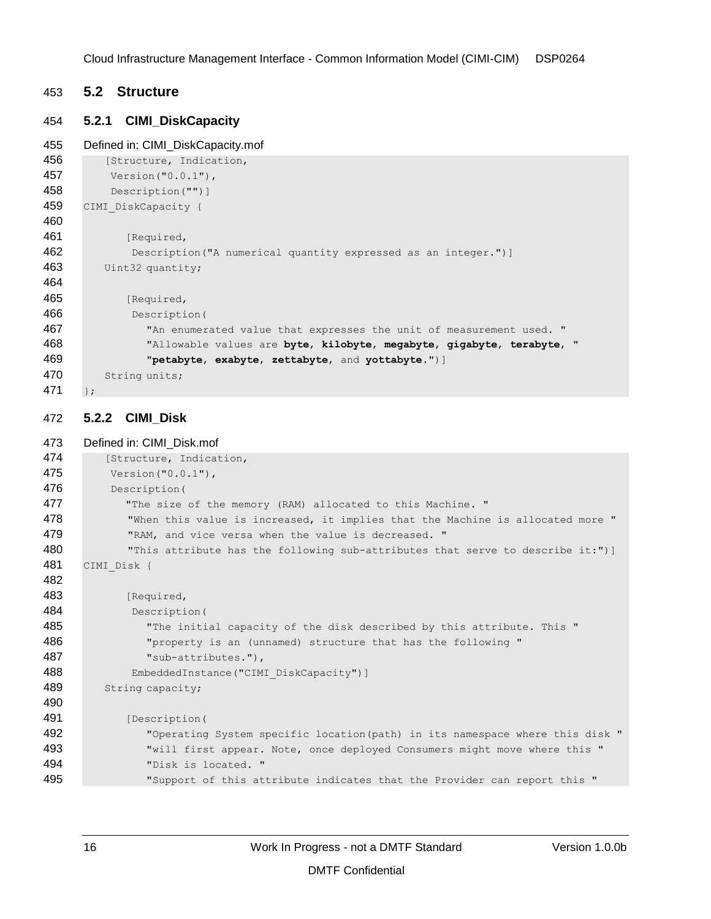## 5.2 Structure

### 5.2.1 CIMI_DiskCapacity

Defined in: CIMI_DiskCapacity.mof

```
    [Structure, Indication,
     Version("0.0.1"),
     Description("")]
CIMI_DiskCapacity {

        [Required,
         Description("A numerical quantity expressed as an integer.")]
    Uint32 quantity;

        [Required,
         Description(
           "An enumerated value that expresses the unit of measurement used. "
           "Allowable values are byte, kilobyte, megabyte, gigabyte, terabyte, "
           "petabyte, exabyte, zettabyte, and yottabyte.")]
    String units;
};
```

### 5.2.2 CIMI_Disk

Defined in: CIMI_Disk.mof

```
    [Structure, Indication,
     Version("0.0.1"),
     Description(
        "The size of the memory (RAM) allocated to this Machine. "
        "When this value is increased, it implies that the Machine is allocated more "
        "RAM, and vice versa when the value is decreased. "
        "This attribute has the following sub-attributes that serve to describe it:")]
CIMI_Disk {

        [Required,
         Description(
           "The initial capacity of the disk described by this attribute. This "
           "property is an (unnamed) structure that has the following "
           "sub-attributes."),
         EmbeddedInstance("CIMI_DiskCapacity")]
    String capacity;

        [Description(
           "Operating System specific location(path) in its namespace where this disk "
           "will first appear. Note, once deployed Consumers might move where this "
           "Disk is located. "
           "Support of this attribute indicates that the Provider can report this "
```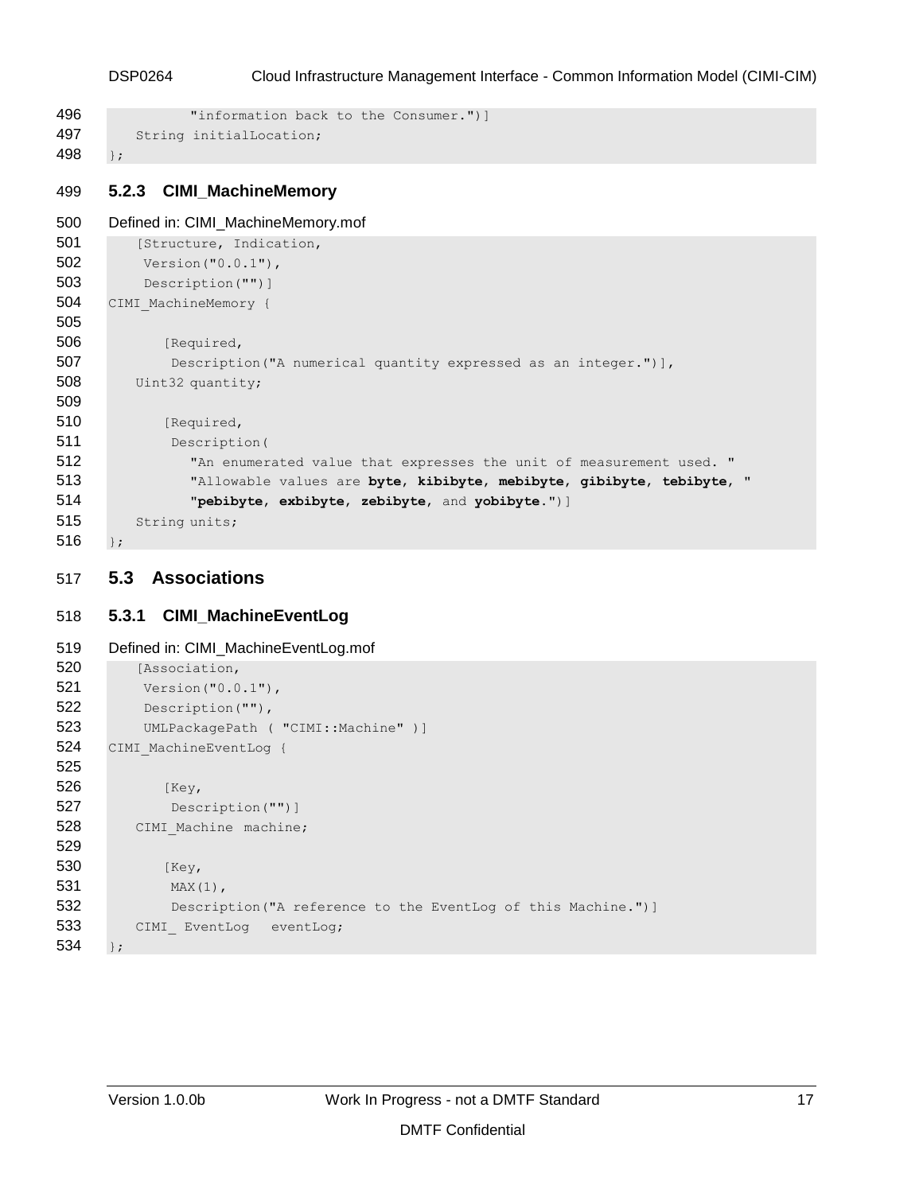```
        "information back to the Consumer.")]
    String initialLocation;
};
```

### 5.2.3 CIMI_MachineMemory

Defined in: CIMI_MachineMemory.mof

```
    [Structure, Indication,
     Version("0.0.1"),
     Description("")]
CIMI_MachineMemory {

       [Required,
        Description("A numerical quantity expressed as an integer.")],
    Uint32 quantity;

       [Required,
        Description(
          "An enumerated value that expresses the unit of measurement used. "
          "Allowable values are byte, kibibyte, mebibyte, gibibyte, tebibyte, "
          "pebibyte, exbibyte, zebibyte, and yobibyte.")]
    String units;
};
```

## 5.3 Associations

### 5.3.1 CIMI_MachineEventLog

Defined in: CIMI_MachineEventLog.mof

```
    [Association,
     Version("0.0.1"),
     Description(""),
     UMLPackagePath ( "CIMI::Machine" )]
CIMI_MachineEventLog {

       [Key,
        Description("")]
    CIMI_Machine machine;

       [Key,
        MAX(1),
        Description("A reference to the EventLog of this Machine.")]
    CIMI_ EventLog   eventLog;
};
```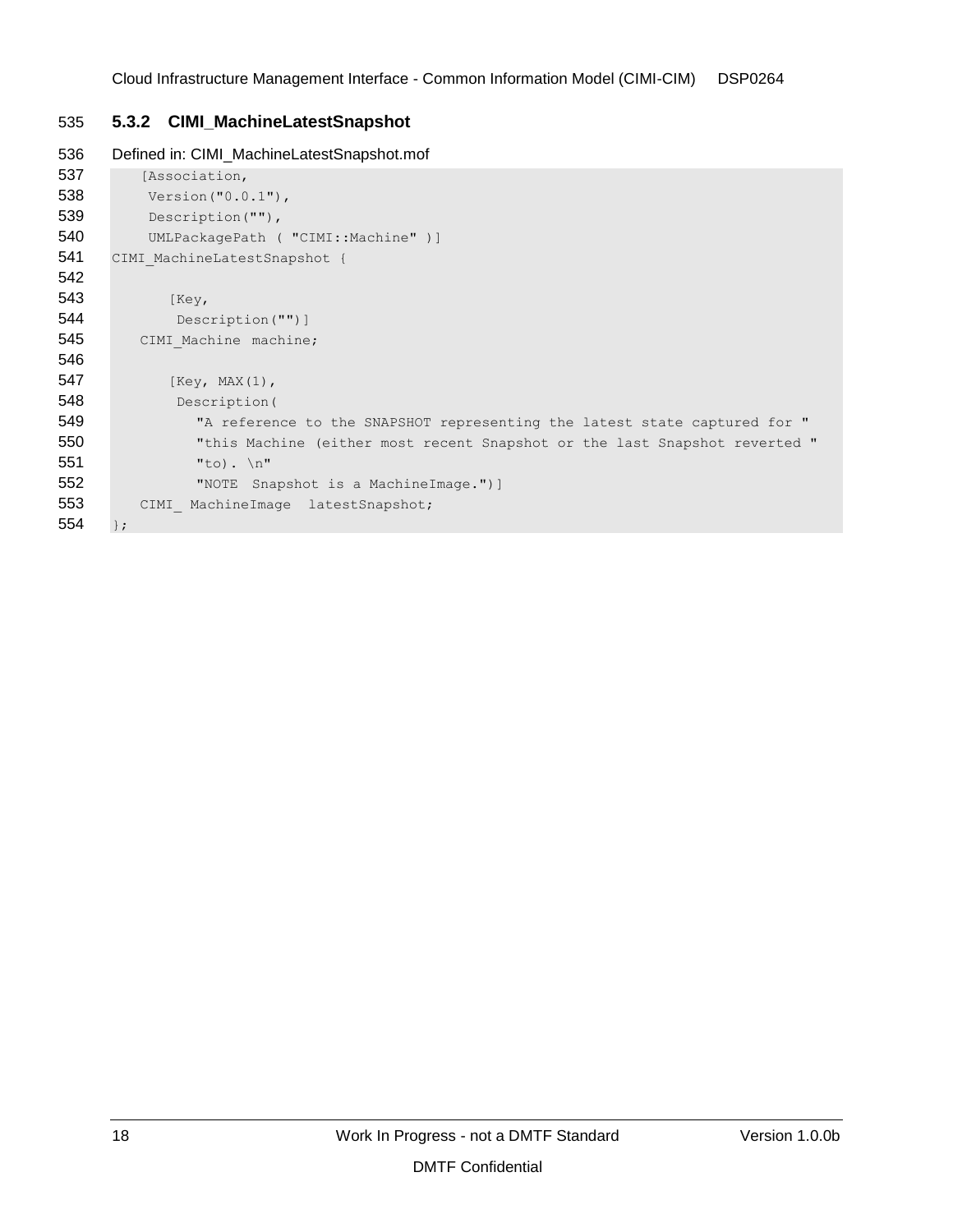### 5.3.2 CIMI_MachineLatestSnapshot

Defined in: CIMI_MachineLatestSnapshot.mof

```
   [Association,
    Version("0.0.1"),
    Description(""),
    UMLPackagePath ( "CIMI::Machine" )]
CIMI_MachineLatestSnapshot {

      [Key,
       Description("")]
   CIMI_Machine machine;

      [Key, MAX(1),
       Description(
         "A reference to the SNAPSHOT representing the latest state captured for "
         "this Machine (either most recent Snapshot or the last Snapshot reverted "
         "to). \n"
         "NOTE  Snapshot is a MachineImage.")]
   CIMI_ MachineImage  latestSnapshot;
};
```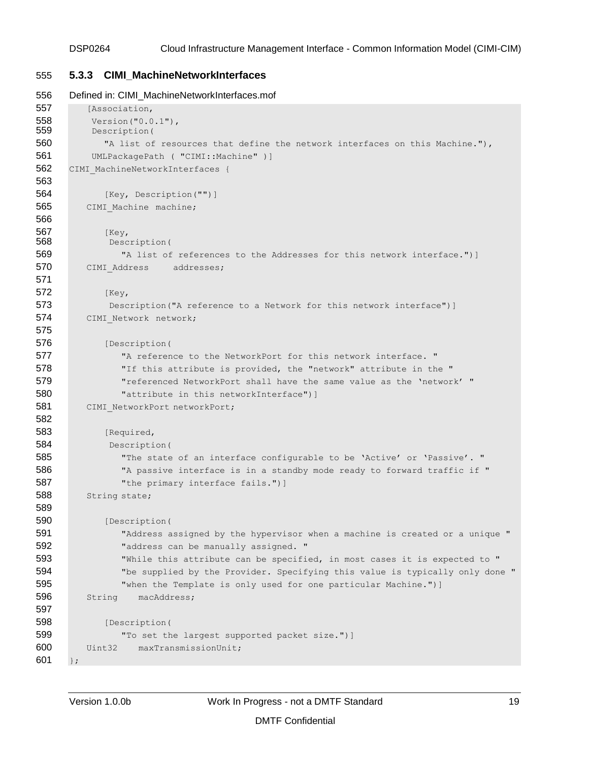### 5.3.3 CIMI_MachineNetworkInterfaces

Defined in: CIMI_MachineNetworkInterfaces.mof

```
  [Association,
   Version("0.0.1"),
   Description(
      "A list of resources that define the network interfaces on this Machine."),
   UMLPackagePath ( "CIMI::Machine" )]
CIMI_MachineNetworkInterfaces {

      [Key, Description("")]
   CIMI_Machine machine;

      [Key,
       Description(
         "A list of references to the Addresses for this network interface.")]
   CIMI_Address     addresses;

      [Key,
       Description("A reference to a Network for this network interface")]
   CIMI_Network network;

      [Description(
         "A reference to the NetworkPort for this network interface. "
         "If this attribute is provided, the "network" attribute in the "
         "referenced NetworkPort shall have the same value as the 'network' "
         "attribute in this networkInterface")]
   CIMI_NetworkPort networkPort;

      [Required,
       Description(
         "The state of an interface configurable to be 'Active' or 'Passive'. "
         "A passive interface is in a standby mode ready to forward traffic if "
         "the primary interface fails.")]
   String state;

      [Description(
         "Address assigned by the hypervisor when a machine is created or a unique "
         "address can be manually assigned. "
         "While this attribute can be specified, in most cases it is expected to "
         "be supplied by the Provider. Specifying this value is typically only done "
         "when the Template is only used for one particular Machine.")]
   String    macAddress;

      [Description(
         "To set the largest supported packet size.")]
   Uint32    maxTransmissionUnit;
};
```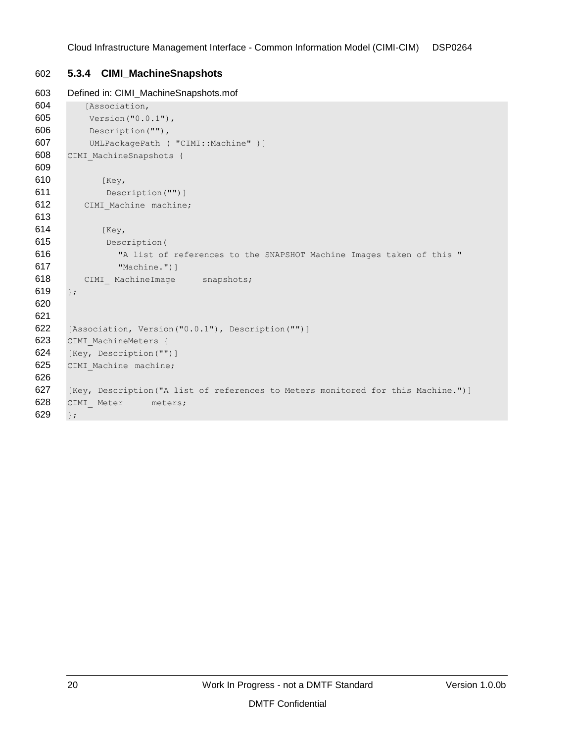### 5.3.4 CIMI_MachineSnapshots

Defined in: CIMI_MachineSnapshots.mof

```
   [Association,
    Version("0.0.1"),
    Description(""),
    UMLPackagePath ( "CIMI::Machine" )]
CIMI_MachineSnapshots {

      [Key,
       Description("")]
   CIMI_Machine machine;

      [Key,
       Description(
         "A list of references to the SNAPSHOT Machine Images taken of this "
         "Machine.")]
   CIMI_ MachineImage     snapshots;
};


[Association, Version("0.0.1"), Description("")]
CIMI_MachineMeters {
[Key, Description("")]
CIMI_Machine machine;

[Key, Description("A list of references to Meters monitored for this Machine.")]
CIMI_ Meter     meters;
};
```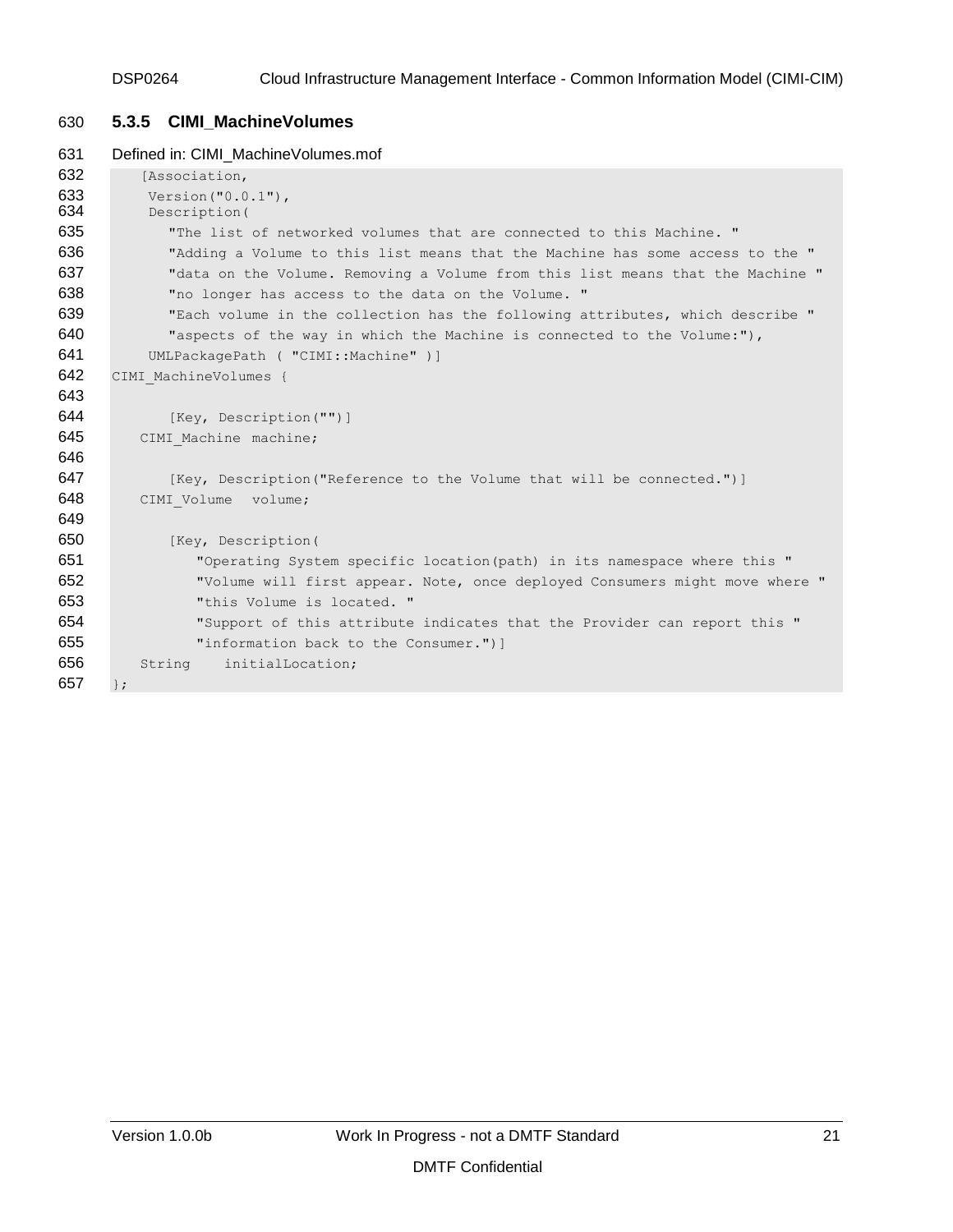### 5.3.5 CIMI_MachineVolumes

Defined in: CIMI_MachineVolumes.mof

```
   [Association,
    Version("0.0.1"),
    Description(
      "The list of networked volumes that are connected to this Machine. "
      "Adding a Volume to this list means that the Machine has some access to the "
      "data on the Volume. Removing a Volume from this list means that the Machine "
      "no longer has access to the data on the Volume. "
      "Each volume in the collection has the following attributes, which describe "
      "aspects of the way in which the Machine is connected to the Volume:"),
    UMLPackagePath ( "CIMI::Machine" )]
CIMI_MachineVolumes {

      [Key, Description("")]
   CIMI_Machine machine;

      [Key, Description("Reference to the Volume that will be connected.")]
   CIMI_Volume  volume;

      [Key, Description(
         "Operating System specific location(path) in its namespace where this "
         "Volume will first appear. Note, once deployed Consumers might move where "
         "this Volume is located. "
         "Support of this attribute indicates that the Provider can report this "
         "information back to the Consumer.")]
   String    initialLocation;
};
```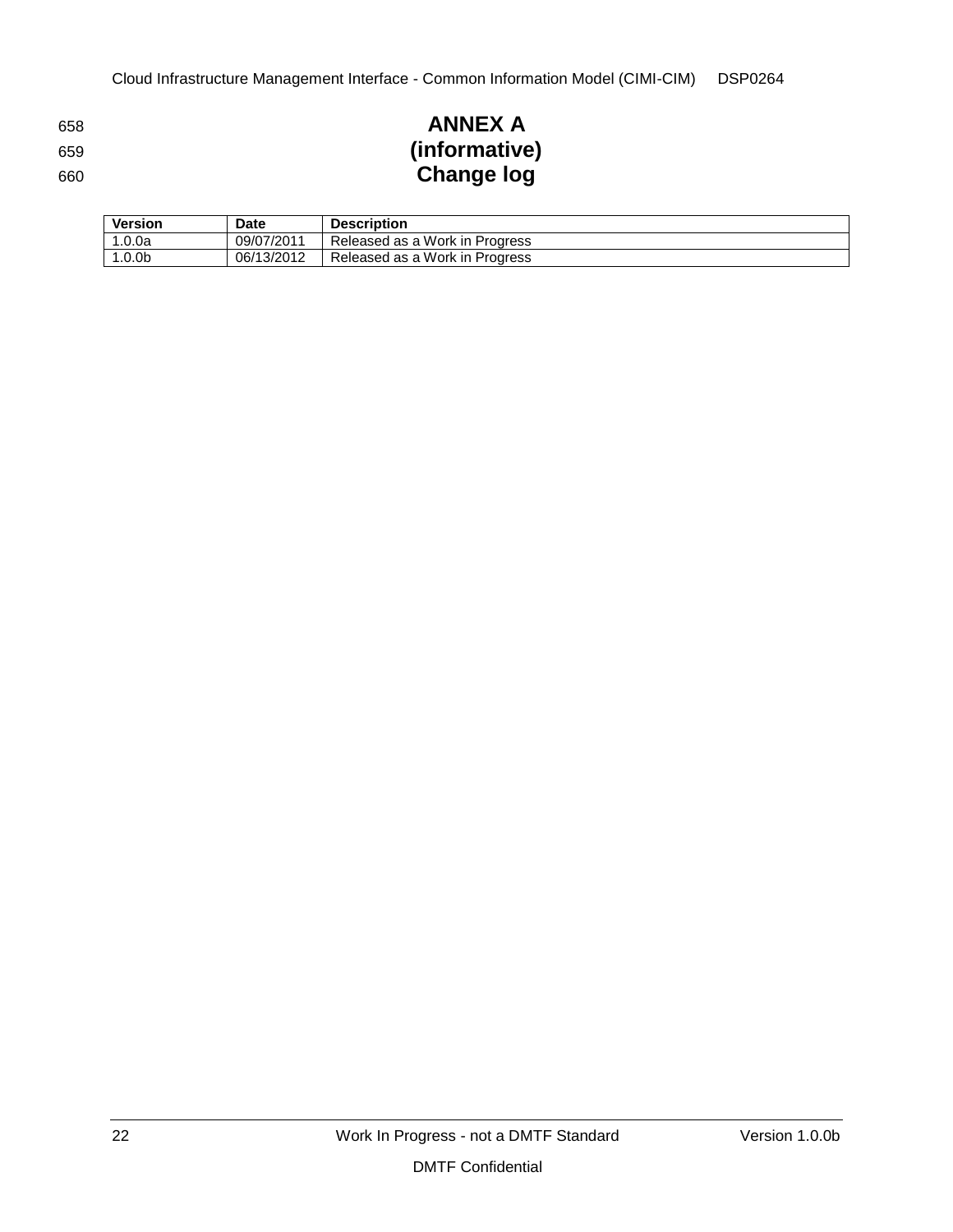# ANNEX A
# (informative)
# Change log

| Version | Date | Description |
|---|---|---|
| 1.0.0a | 09/07/2011 | Released as a Work in Progress |
| 1.0.0b | 06/13/2012 | Released as a Work in Progress |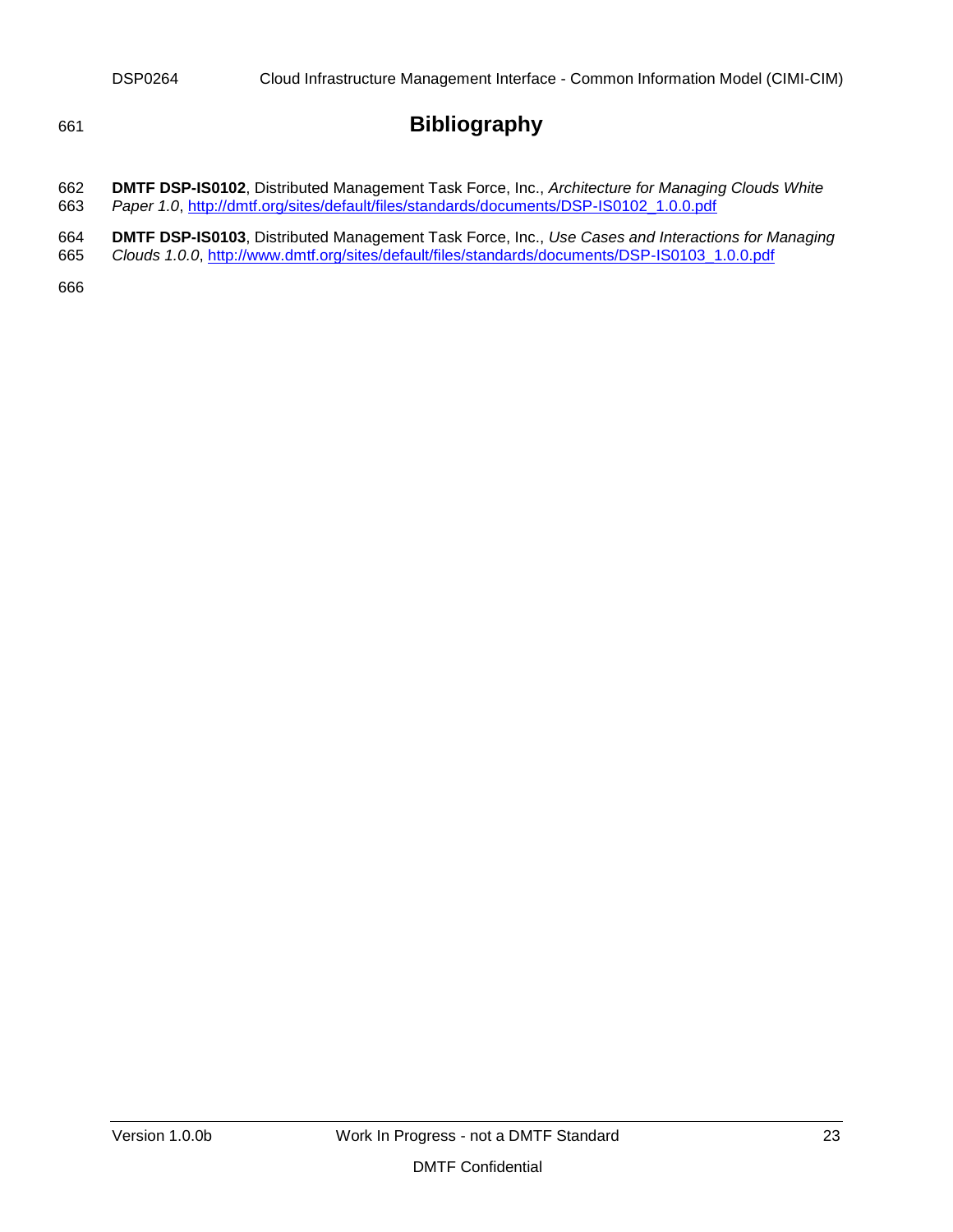# Bibliography

**DMTF DSP-IS0102**, Distributed Management Task Force, Inc., *Architecture for Managing Clouds White Paper 1.0*, http://dmtf.org/sites/default/files/standards/documents/DSP-IS0102_1.0.0.pdf

**DMTF DSP-IS0103**, Distributed Management Task Force, Inc., *Use Cases and Interactions for Managing Clouds 1.0.0*, http://www.dmtf.org/sites/default/files/standards/documents/DSP-IS0103_1.0.0.pdf